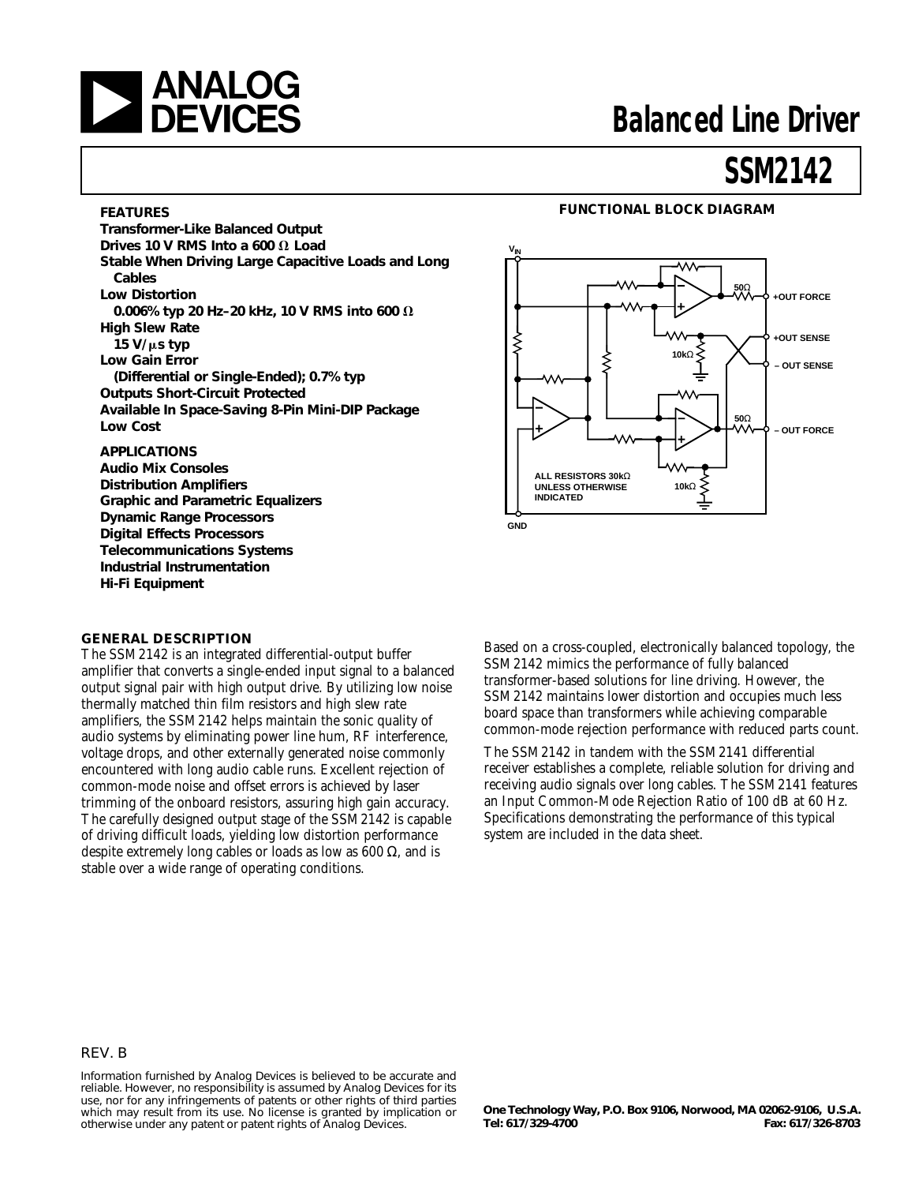# Balanced Line Driver

# SSM2142

### FEATURES

**Transformer-Like Balanced Output**
**Drives 10 V RMS Into a 600 Ω Load**
**Stable When Driving Large Capacitive Loads and Long Cables**
**Low Distortion**
**0.006% typ 20 Hz–20 kHz, 10 V RMS into 600 Ω**
**High Slew Rate**
**15 V/μs typ**
**Low Gain Error**
**(Differential or Single-Ended); 0.7% typ**
**Outputs Short-Circuit Protected**
**Available In Space-Saving 8-Pin Mini-DIP Package**
**Low Cost**

### APPLICATIONS

**Audio Mix Consoles**
**Distribution Amplifiers**
**Graphic and Parametric Equalizers**
**Dynamic Range Processors**
**Digital Effects Processors**
**Telecommunications Systems**
**Industrial Instrumentation**
**Hi-Fi Equipment**

### FUNCTIONAL BLOCK DIAGRAM

$V_{IN}$, GND, +OUT FORCE, +OUT SENSE, – OUT SENSE, – OUT FORCE, 50Ω, 10kΩ

ALL RESISTORS 30kΩ UNLESS OTHERWISE INDICATED

### GENERAL DESCRIPTION

The SSM2142 is an integrated differential-output buffer amplifier that converts a single-ended input signal to a balanced output signal pair with high output drive. By utilizing low noise thermally matched thin film resistors and high slew rate amplifiers, the SSM2142 helps maintain the sonic quality of audio systems by eliminating power line hum, RF interference, voltage drops, and other externally generated noise commonly encountered with long audio cable runs. Excellent rejection of common-mode noise and offset errors is achieved by laser trimming of the onboard resistors, assuring high gain accuracy. The carefully designed output stage of the SSM2142 is capable of driving difficult loads, yielding low distortion performance despite extremely long cables or loads as low as 600 Ω, and is stable over a wide range of operating conditions.

Based on a cross-coupled, electronically balanced topology, the SSM2142 mimics the performance of fully balanced transformer-based solutions for line driving. However, the SSM2142 maintains lower distortion and occupies much less board space than transformers while achieving comparable common-mode rejection performance with reduced parts count.

The SSM2142 in tandem with the SSM2141 differential receiver establishes a complete, reliable solution for driving and receiving audio signals over long cables. The SSM2141 features an Input Common-Mode Rejection Ratio of 100 dB at 60 Hz. Specifications demonstrating the performance of this typical system are included in the data sheet.

REV. B

Information furnished by Analog Devices is believed to be accurate and reliable. However, no responsibility is assumed by Analog Devices for its use, nor for any infringements of patents or other rights of third parties which may result from its use. No license is granted by implication or otherwise under any patent or patent rights of Analog Devices.

**One Technology Way, P.O. Box 9106, Norwood, MA 02062-9106, U.S.A.**
**Tel: 617/329-4700 Fax: 617/326-8703**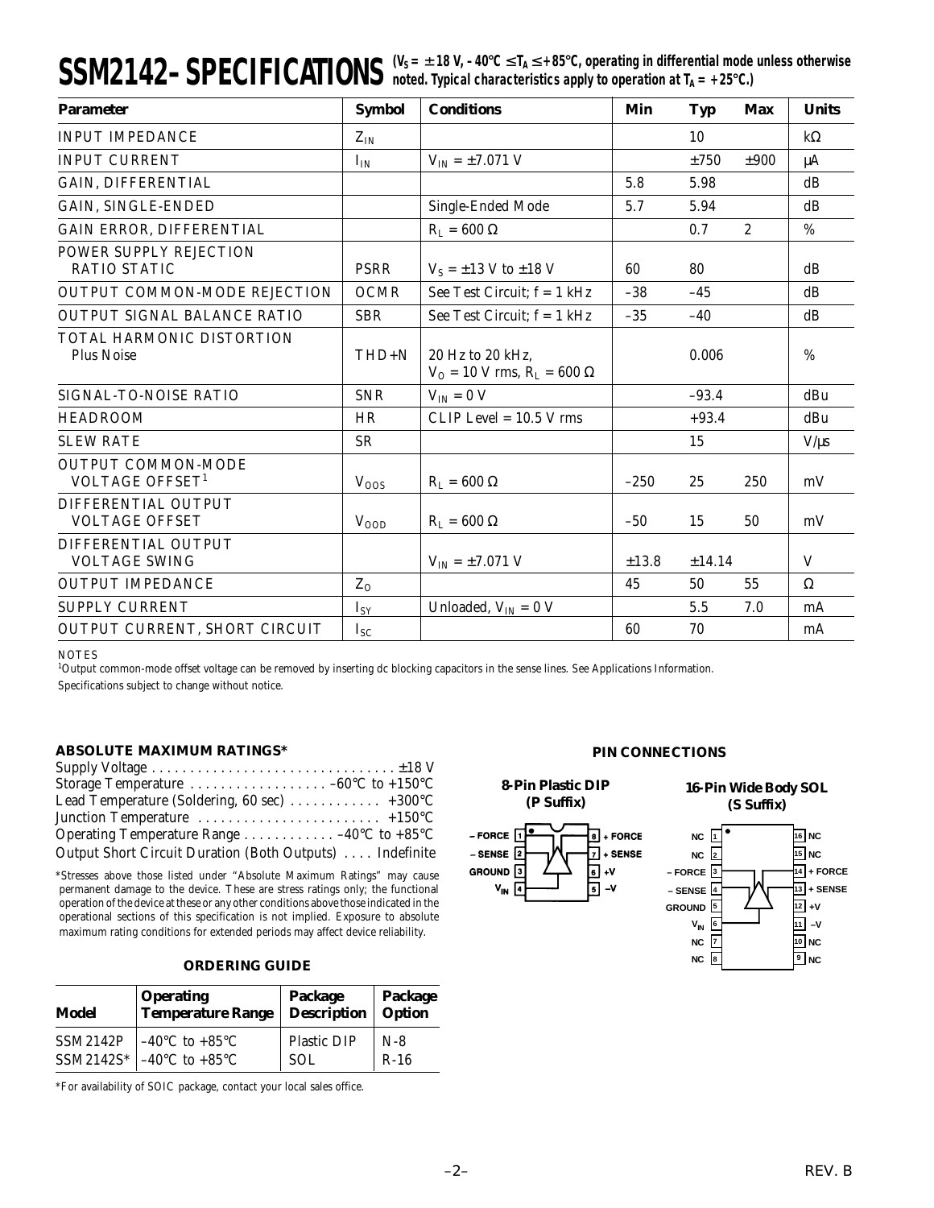# SSM2142–SPECIFICATIONS

($V_S$ = ±18 V, –40°C ≤ $T_A$ ≤ +85°C, operating in differential mode unless otherwise noted. Typical characteristics apply to operation at $T_A$ = +25°C.)

| Parameter | Symbol | Conditions | Min | Typ | Max | Units |
|---|---|---|---|---|---|---|
| INPUT IMPEDANCE | $Z_{IN}$ | | | 10 | | kΩ |
| INPUT CURRENT | $I_{IN}$ | $V_{IN}$ = ±7.071 V | | ±750 | ±900 | µA |
| GAIN, DIFFERENTIAL | | | 5.8 | 5.98 | | dB |
| GAIN, SINGLE-ENDED | | Single-Ended Mode | 5.7 | 5.94 | | dB |
| GAIN ERROR, DIFFERENTIAL | | $R_L$ = 600 Ω | | 0.7 | 2 | % |
| POWER SUPPLY REJECTION RATIO STATIC | PSRR | $V_S$ = ±13 V to ±18 V | 60 | 80 | | dB |
| OUTPUT COMMON-MODE REJECTION | OCMR | See Test Circuit; f = 1 kHz | –38 | –45 | | dB |
| OUTPUT SIGNAL BALANCE RATIO | SBR | See Test Circuit; f = 1 kHz | –35 | –40 | | dB |
| TOTAL HARMONIC DISTORTION Plus Noise | THD+N | 20 Hz to 20 kHz, $V_O$ = 10 V rms, $R_L$ = 600 Ω | | 0.006 | | % |
| SIGNAL-TO-NOISE RATIO | SNR | $V_{IN}$ = 0 V | | –93.4 | | dBu |
| HEADROOM | HR | CLIP Level = 10.5 V rms | | +93.4 | | dBu |
| SLEW RATE | SR | | | 15 | | V/µs |
| OUTPUT COMMON-MODE VOLTAGE OFFSET[1] | $V_{OOS}$ | $R_L$ = 600 Ω | –250 | 25 | 250 | mV |
| DIFFERENTIAL OUTPUT VOLTAGE OFFSET | $V_{OOD}$ | $R_L$ = 600 Ω | –50 | 15 | 50 | mV |
| DIFFERENTIAL OUTPUT VOLTAGE SWING | | $V_{IN}$ = ±7.071 V | ±13.8 | ±14.14 | | V |
| OUTPUT IMPEDANCE | $Z_O$ | | 45 | 50 | 55 | Ω |
| SUPPLY CURRENT | $I_{SY}$ | Unloaded, $V_{IN}$ = 0 V | | 5.5 | 7.0 | mA |
| OUTPUT CURRENT, SHORT CIRCUIT | $I_{SC}$ | | 60 | 70 | | mA |

NOTES

[1]Output common-mode offset voltage can be removed by inserting dc blocking capacitors in the sense lines. See Applications Information.

Specifications subject to change without notice.

## ABSOLUTE MAXIMUM RATINGS*

Supply Voltage . . . . . . . . . . . . . . . . . . . . . . . . . . . . . . . . ±18 V
Storage Temperature . . . . . . . . . . . . . . . . . . –60°C to +150°C
Lead Temperature (Soldering, 60 sec) . . . . . . . . . . . . +300°C
Junction Temperature . . . . . . . . . . . . . . . . . . . . . . . . +150°C
Operating Temperature Range . . . . . . . . . . . . –40°C to +85°C
Output Short Circuit Duration (Both Outputs) . . . . Indefinite

*Stresses above those listed under "Absolute Maximum Ratings" may cause permanent damage to the device. These are stress ratings only; the functional operation of the device at these or any other conditions above those indicated in the operational sections of this specification is not implied. Exposure to absolute maximum rating conditions for extended periods may affect device reliability.

## ORDERING GUIDE

| Model | Operating Temperature Range | Package Description | Package Option |
|---|---|---|---|
| SSM2142P | –40°C to +85°C | Plastic DIP | N-8 |
| SSM2142S* | –40°C to +85°C | SOL | R-16 |

*For availability of SOIC package, contact your local sales office.

## PIN CONNECTIONS

**8-Pin Plastic DIP (P Suffix)**

| Pin | Name | Pin | Name |
|---|---|---|---|
| 1 | – FORCE | 8 | + FORCE |
| 2 | – SENSE | 7 | + SENSE |
| 3 | GROUND | 6 | +V |
| 4 | $V_{IN}$ | 5 | –V |

**16-Pin Wide Body SOL (S Suffix)**

| Pin | Name | Pin | Name |
|---|---|---|---|
| 1 | NC | 16 | NC |
| 2 | NC | 15 | NC |
| 3 | – FORCE | 14 | + FORCE |
| 4 | – SENSE | 13 | + SENSE |
| 5 | GROUND | 12 | +V |
| 6 | $V_{IN}$ | 11 | –V |
| 7 | NC | 10 | NC |
| 8 | NC | 9 | NC |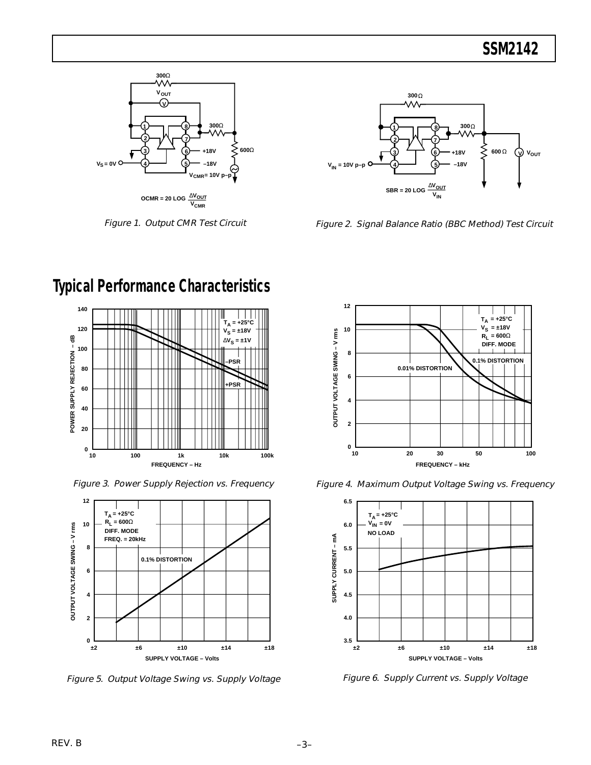$$\text{OCMR} = 20 \text{ LOG } \frac{\Delta V_{OUT}}{V_{CMR}}$$

*Figure 1. Output CMR Test Circuit*

$$\text{SBR} = 20 \text{ LOG } \frac{\Delta V_{OUT}}{V_{IN}}$$

*Figure 2. Signal Balance Ratio (BBC Method) Test Circuit*

## Typical Performance Characteristics

*Figure 3. Power Supply Rejection vs. Frequency*

*Figure 4. Maximum Output Voltage Swing vs. Frequency*

*Figure 5. Output Voltage Swing vs. Supply Voltage*

*Figure 6. Supply Current vs. Supply Voltage*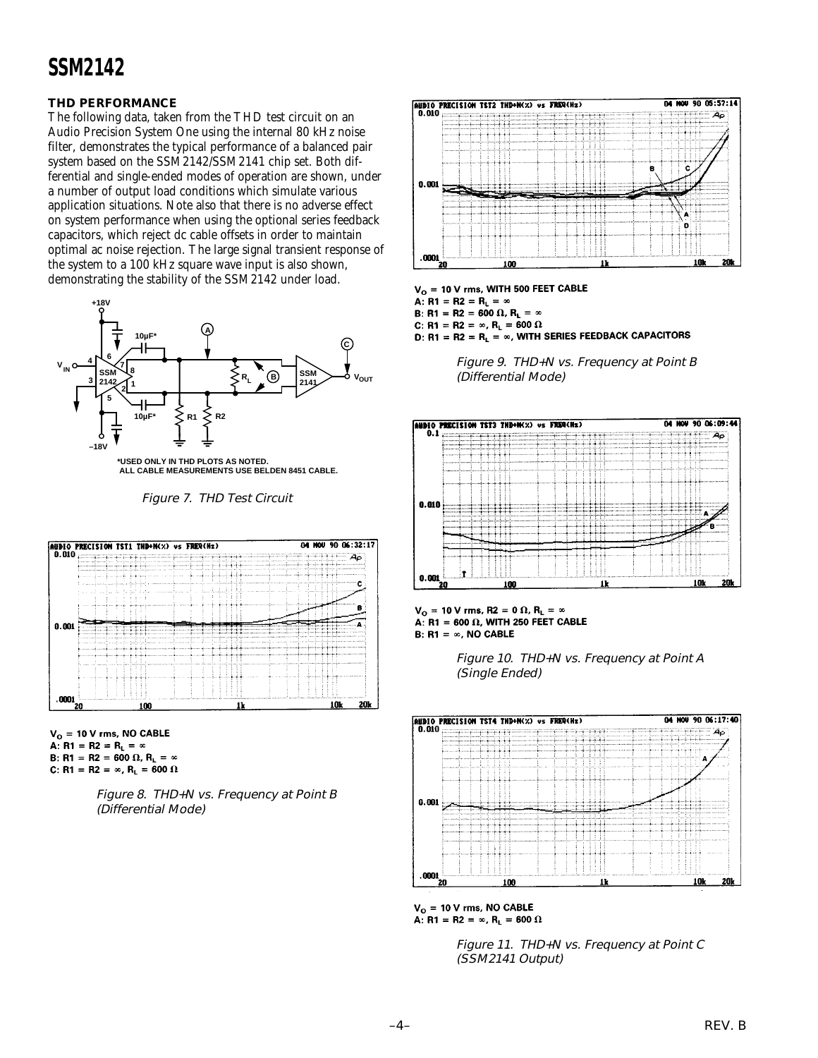## THD PERFORMANCE

The following data, taken from the THD test circuit on an Audio Precision System One using the internal 80 kHz noise filter, demonstrates the typical performance of a balanced pair system based on the SSM2142/SSM2141 chip set. Both differential and single-ended modes of operation are shown, under a number of output load conditions which simulate various application situations. Note also that there is no adverse effect on system performance when using the optional series feedback capacitors, which reject dc cable offsets in order to maintain optimal ac noise rejection. The large signal transient response of the system to a 100 kHz square wave input is also shown, demonstrating the stability of the SSM2142 under load.

*USED ONLY IN THD PLOTS AS NOTED.
ALL CABLE MEASUREMENTS USE BELDEN 8451 CABLE.

*Figure 7. THD Test Circuit*

$V_O$ = 10 V rms, NO CABLE
A: R1 = R2 = $R_L$ = ∞
B: R1 = R2 = 600 Ω, $R_L$ = ∞
C: R1 = R2 = ∞, $R_L$ = 600 Ω

*Figure 8. THD+N vs. Frequency at Point B (Differential Mode)*

$V_O$ = 10 V rms, WITH 500 FEET CABLE
A: R1 = R2 = $R_L$ = ∞
B: R1 = R2 = 600 Ω, $R_L$ = ∞
C: R1 = R2 = ∞, $R_L$ = 600 Ω
D: R1 = R2 = $R_L$ = ∞, WITH SERIES FEEDBACK CAPACITORS

*Figure 9. THD+N vs. Frequency at Point B (Differential Mode)*

$V_O$ = 10 V rms, R2 = 0 Ω, $R_L$ = ∞
A: R1 = 600 Ω, WITH 250 FEET CABLE
B: R1 = ∞, NO CABLE

*Figure 10. THD+N vs. Frequency at Point A (Single Ended)*

$V_O$ = 10 V rms, NO CABLE
A: R1 = R2 = ∞, $R_L$ = 600 Ω

*Figure 11. THD+N vs. Frequency at Point C (SSM2141 Output)*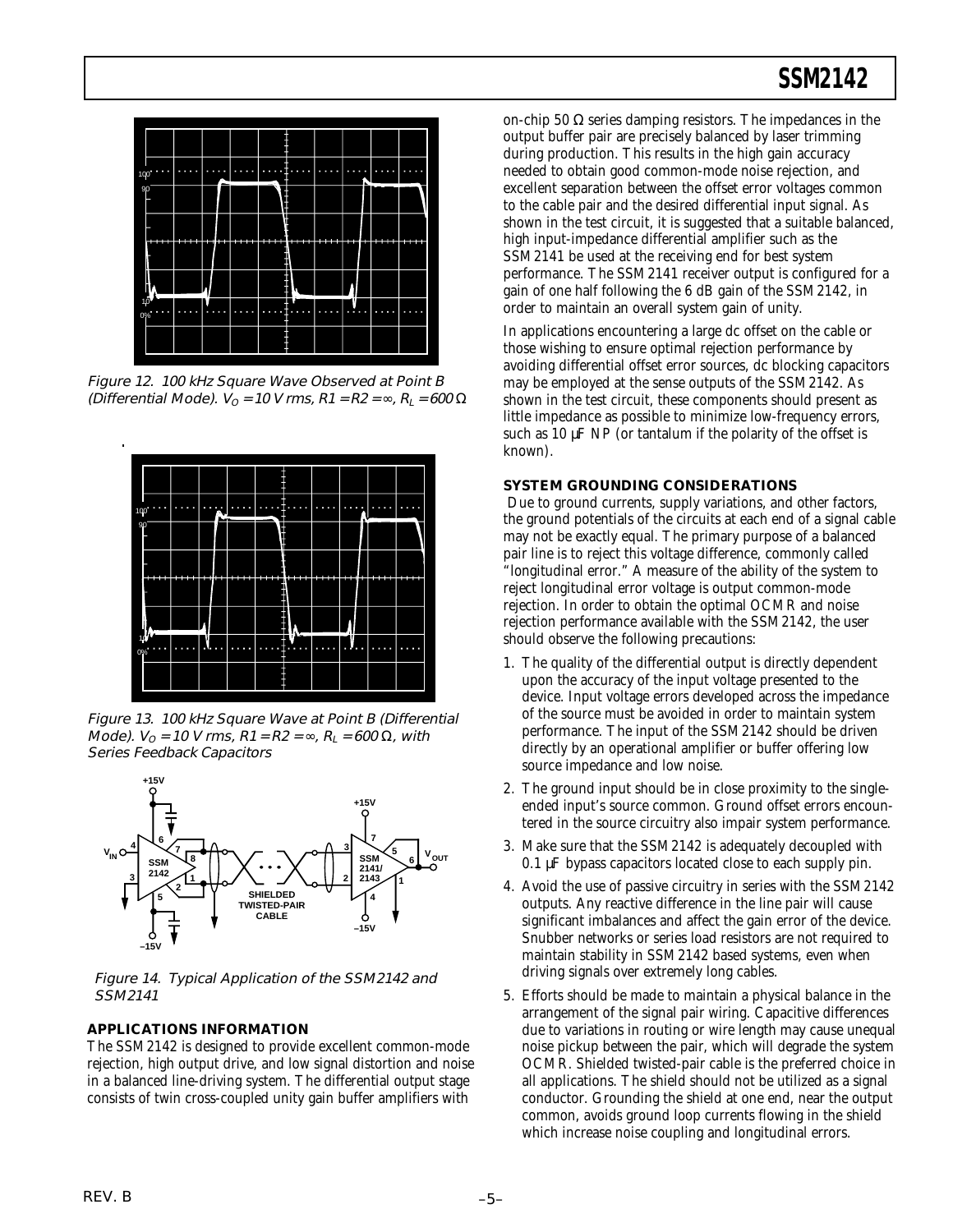Figure 12. 100 kHz Square Wave Observed at Point B (Differential Mode). $V_O$ = 10 V rms, R1 = R2 = ∞, $R_L$ = 600 Ω

Figure 13. 100 kHz Square Wave at Point B (Differential Mode). $V_O$ = 10 V rms, R1 = R2 = ∞, $R_L$ = 600 Ω, with Series Feedback Capacitors

Figure 14. Typical Application of the SSM2142 and SSM2141

### APPLICATIONS INFORMATION

The SSM2142 is designed to provide excellent common-mode rejection, high output drive, and low signal distortion and noise in a balanced line-driving system. The differential output stage consists of twin cross-coupled unity gain buffer amplifiers with on-chip 50 Ω series damping resistors. The impedances in the output buffer pair are precisely balanced by laser trimming during production. This results in the high gain accuracy needed to obtain good common-mode noise rejection, and excellent separation between the offset error voltages common to the cable pair and the desired differential input signal. As shown in the test circuit, it is suggested that a suitable balanced, high input-impedance differential amplifier such as the SSM2141 be used at the receiving end for best system performance. The SSM2141 receiver output is configured for a gain of one half following the 6 dB gain of the SSM2142, in order to maintain an overall system gain of unity.

In applications encountering a large dc offset on the cable or those wishing to ensure optimal rejection performance by avoiding differential offset error sources, dc blocking capacitors may be employed at the sense outputs of the SSM2142. As shown in the test circuit, these components should present as little impedance as possible to minimize low-frequency errors, such as 10 μF NP (or tantalum if the polarity of the offset is known).

### SYSTEM GROUNDING CONSIDERATIONS

Due to ground currents, supply variations, and other factors, the ground potentials of the circuits at each end of a signal cable may not be exactly equal. The primary purpose of a balanced pair line is to reject this voltage difference, commonly called "longitudinal error." A measure of the ability of the system to reject longitudinal error voltage is output common-mode rejection. In order to obtain the optimal OCMR and noise rejection performance available with the SSM2142, the user should observe the following precautions:

1. The quality of the differential output is directly dependent upon the accuracy of the input voltage presented to the device. Input voltage errors developed across the impedance of the source must be avoided in order to maintain system performance. The input of the SSM2142 should be driven directly by an operational amplifier or buffer offering low source impedance and low noise.
2. The ground input should be in close proximity to the single-ended input's source common. Ground offset errors encountered in the source circuitry also impair system performance.
3. Make sure that the SSM2142 is adequately decoupled with 0.1 μF bypass capacitors located close to each supply pin.
4. Avoid the use of passive circuitry in series with the SSM2142 outputs. Any reactive difference in the line pair will cause significant imbalances and affect the gain error of the device. Snubber networks or series load resistors are not required to maintain stability in SSM2142 based systems, even when driving signals over extremely long cables.
5. Efforts should be made to maintain a physical balance in the arrangement of the signal pair wiring. Capacitive differences due to variations in routing or wire length may cause unequal noise pickup between the pair, which will degrade the system OCMR. Shielded twisted-pair cable is the preferred choice in all applications. The shield should not be utilized as a signal conductor. Grounding the shield at one end, near the output common, avoids ground loop currents flowing in the shield which increase noise coupling and longitudinal errors.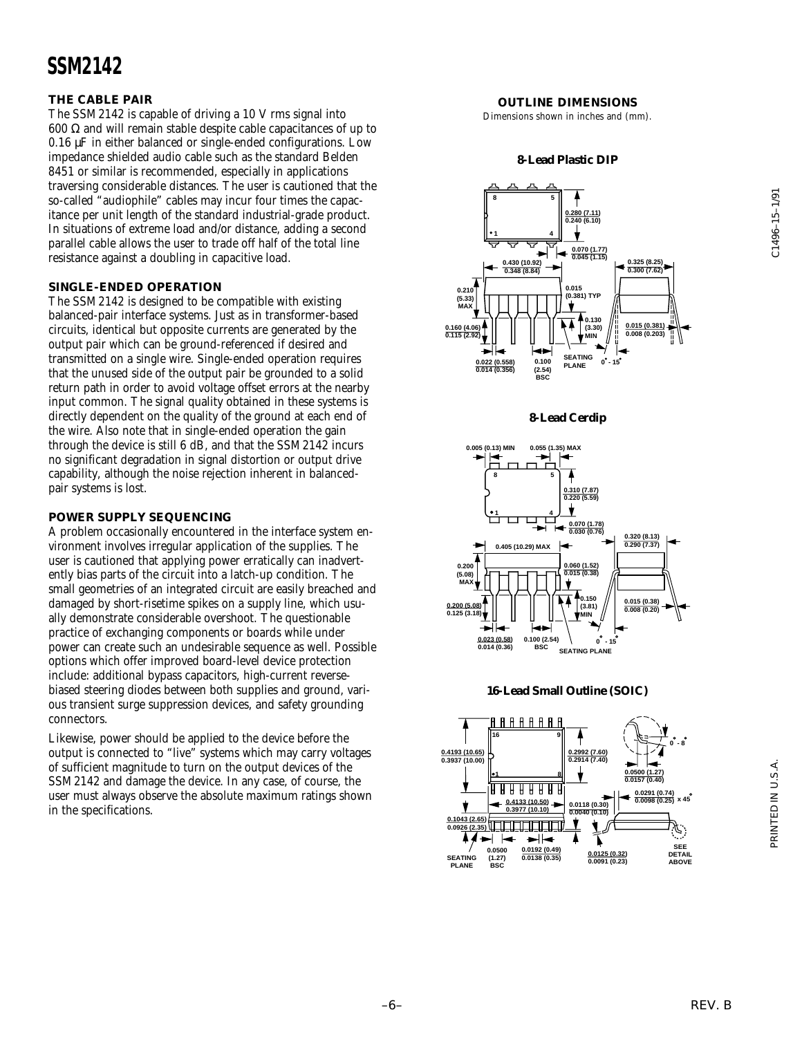## THE CABLE PAIR

The SSM2142 is capable of driving a 10 V rms signal into 600 Ω and will remain stable despite cable capacitances of up to 0.16 µF in either balanced or single-ended configurations. Low impedance shielded audio cable such as the standard Belden 8451 or similar is recommended, especially in applications traversing considerable distances. The user is cautioned that the so-called "audiophile" cables may incur four times the capacitance per unit length of the standard industrial-grade product. In situations of extreme load and/or distance, adding a second parallel cable allows the user to trade off half of the total line resistance against a doubling in capacitive load.

## SINGLE-ENDED OPERATION

The SSM2142 is designed to be compatible with existing balanced-pair interface systems. Just as in transformer-based circuits, identical but opposite currents are generated by the output pair which can be ground-referenced if desired and transmitted on a single wire. Single-ended operation requires that the unused side of the output pair be grounded to a solid return path in order to avoid voltage offset errors at the nearby input common. The signal quality obtained in these systems is directly dependent on the quality of the ground at each end of the wire. Also note that in single-ended operation the gain through the device is still 6 dB, and that the SSM2142 incurs no significant degradation in signal distortion or output drive capability, although the noise rejection inherent in balanced-pair systems is lost.

## POWER SUPPLY SEQUENCING

A problem occasionally encountered in the interface system environment involves irregular application of the supplies. The user is cautioned that applying power erratically can inadvertently bias parts of the circuit into a latch-up condition. The small geometries of an integrated circuit are easily breached and damaged by short-risetime spikes on a supply line, which usually demonstrate considerable overshoot. The questionable practice of exchanging components or boards while under power can create such an undesirable sequence as well. Possible options which offer improved board-level device protection include: additional bypass capacitors, high-current reverse-biased steering diodes between both supplies and ground, various transient surge suppression devices, and safety grounding connectors.

Likewise, power should be applied to the device before the output is connected to "live" systems which may carry voltages of sufficient magnitude to turn on the output devices of the SSM2142 and damage the device. In any case, of course, the user must always observe the absolute maximum ratings shown in the specifications.

## OUTLINE DIMENSIONS

Dimensions shown in inches and (mm).

### 8-Lead Plastic DIP

8
5
1
4
0.280 (7.11)
0.240 (6.10)
0.070 (1.77)
0.045 (1.15)
0.430 (10.92)
0.348 (8.84)
0.325 (8.25)
0.300 (7.62)
0.210 (5.33) MAX
0.015 (0.381) TYP
0.130 (3.30) MIN
0.160 (4.06)
0.115 (2.92)
0.015 (0.381)
0.008 (0.203)
0.022 (0.558)
0.014 (0.356)
0.100 (2.54) BSC
SEATING PLANE
0° - 15°

### 8-Lead Cerdip

0.005 (0.13) MIN
0.055 (1.35) MAX
8
5
1
4
0.310 (7.87)
0.220 (5.59)
0.070 (1.78)
0.030 (0.76)
0.405 (10.29) MAX
0.320 (8.13)
0.290 (7.37)
0.200 (5.08) MAX
0.060 (1.52)
0.015 (0.38)
0.150 (3.81) MIN
0.200 (5.08)
0.125 (3.18)
0.015 (0.38)
0.008 (0.20)
0.023 (0.58)
0.014 (0.36)
0.100 (2.54) BSC
SEATING PLANE
0° - 15°

### 16-Lead Small Outline (SOIC)

16
9
1
8
0.4193 (10.65)
0.3937 (10.00)
0.2992 (7.60)
0.2914 (7.40)
0° - 8°
0.0500 (1.27)
0.0157 (0.40)
0.0291 (0.74)
0.0098 (0.25) x 45°
0.4133 (10.50)
0.3977 (10.10)
0.0118 (0.30)
0.0040 (0.10)
0.1043 (2.65)
0.0926 (2.35)
SEATING PLANE
0.0500 (1.27) BSC
0.0192 (0.49)
0.0138 (0.35)
0.0125 (0.32)
0.0091 (0.23)
SEE DETAIL ABOVE

C1496–15–1/91

PRINTED IN U.S.A.